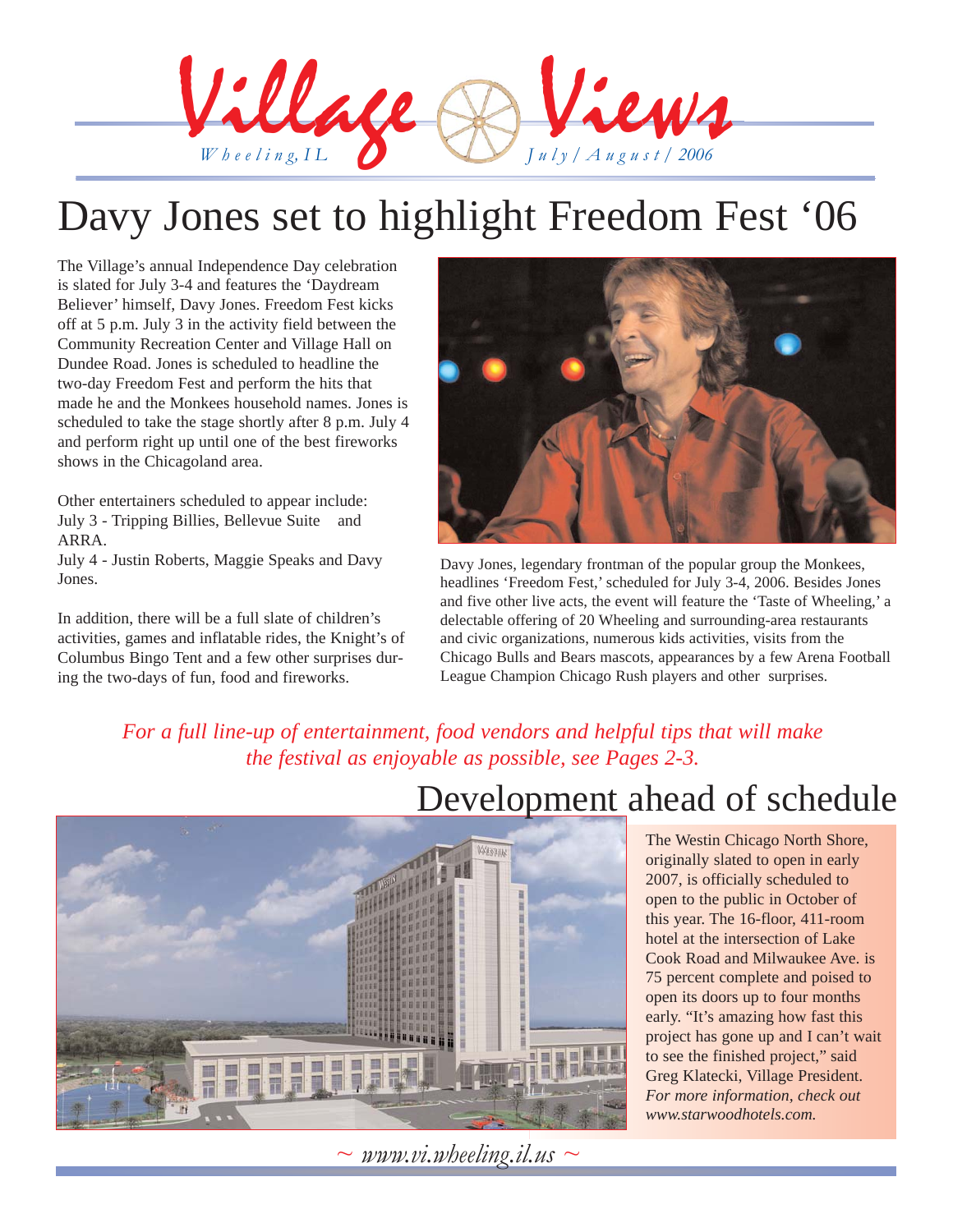# Village Views

*Wheeling, IL* *July / August / 2006*

# Davy Jones set to highlight Freedom Fest '06

The Village's annual Independence Day celebration is slated for July 3-4 and features the 'Daydream Believer' himself, Davy Jones. Freedom Fest kicks off at 5 p.m. July 3 in the activity field between the Community Recreation Center and Village Hall on Dundee Road. Jones is scheduled to headline the two-day Freedom Fest and perform the hits that made he and the Monkees household names. Jones is scheduled to take the stage shortly after 8 p.m. July 4 and perform right up until one of the best fireworks shows in the Chicagoland area.

Other entertainers scheduled to appear include:
July 3 - Tripping Billies, Bellevue Suite and ARRA.
July 4 - Justin Roberts, Maggie Speaks and Davy Jones.

In addition, there will be a full slate of children's activities, games and inflatable rides, the Knight's of Columbus Bingo Tent and a few other surprises during the two-days of fun, food and fireworks.

Davy Jones, legendary frontman of the popular group the Monkees, headlines 'Freedom Fest,' scheduled for July 3-4, 2006. Besides Jones and five other live acts, the event will feature the 'Taste of Wheeling,' a delectable offering of 20 Wheeling and surrounding-area restaurants and civic organizations, numerous kids activities, visits from the Chicago Bulls and Bears mascots, appearances by a few Arena Football League Champion Chicago Rush players and other surprises.

*For a full line-up of entertainment, food vendors and helpful tips that will make the festival as enjoyable as possible, see Pages 2-3.*

# Development ahead of schedule

The Westin Chicago North Shore, originally slated to open in early 2007, is officially scheduled to open to the public in October of this year. The 16-floor, 411-room hotel at the intersection of Lake Cook Road and Milwaukee Ave. is 75 percent complete and poised to open its doors up to four months early. "It's amazing how fast this project has gone up and I can't wait to see the finished project," said Greg Klatecki, Village President. *For more information, check out www.starwoodhotels.com.*

*~ www.vi.wheeling.il.us ~*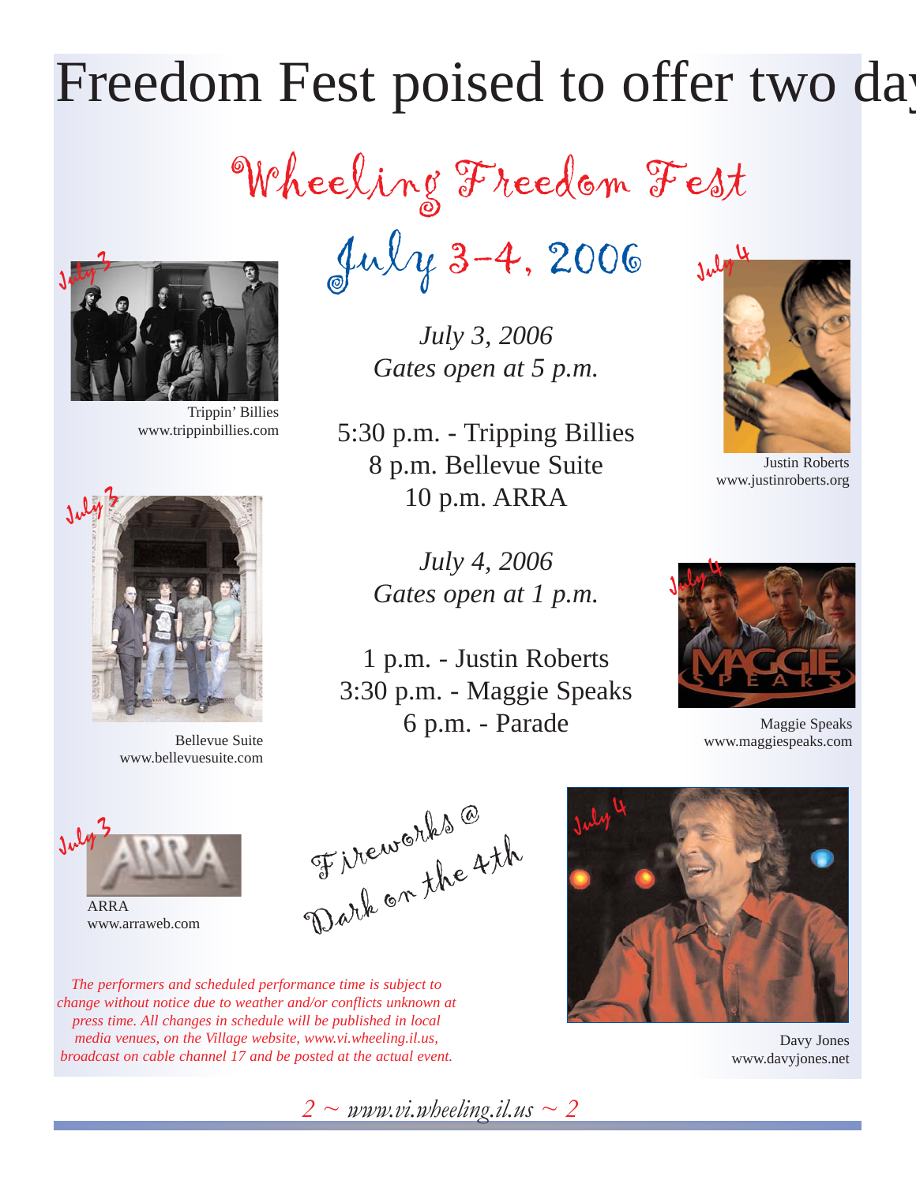# Freedom Fest poised to offer two day

## Wheeling Freedom Fest

## July 3-4, 2006

July 3

Trippin' Billies
www.trippinbillies.com

July 3

Bellevue Suite
www.bellevuesuite.com

July 3

ARRA
www.arraweb.com

*July 3, 2006*
*Gates open at 5 p.m.*

5:30 p.m. - Tripping Billies
8 p.m. Bellevue Suite
10 p.m. ARRA

*July 4, 2006*
*Gates open at 1 p.m.*

1 p.m. - Justin Roberts
3:30 p.m. - Maggie Speaks
6 p.m. - Parade

Fireworks @ Dark on the 4th

July 4

Justin Roberts
www.justinroberts.org

July 4

Maggie Speaks
www.maggiespeaks.com

July 4

Davy Jones
www.davyjones.net

*The performers and scheduled performance time is subject to change without notice due to weather and/or conflicts unknown at press time. All changes in schedule will be published in local media venues, on the Village website, www.vi.wheeling.il.us, broadcast on cable channel 17 and be posted at the actual event.*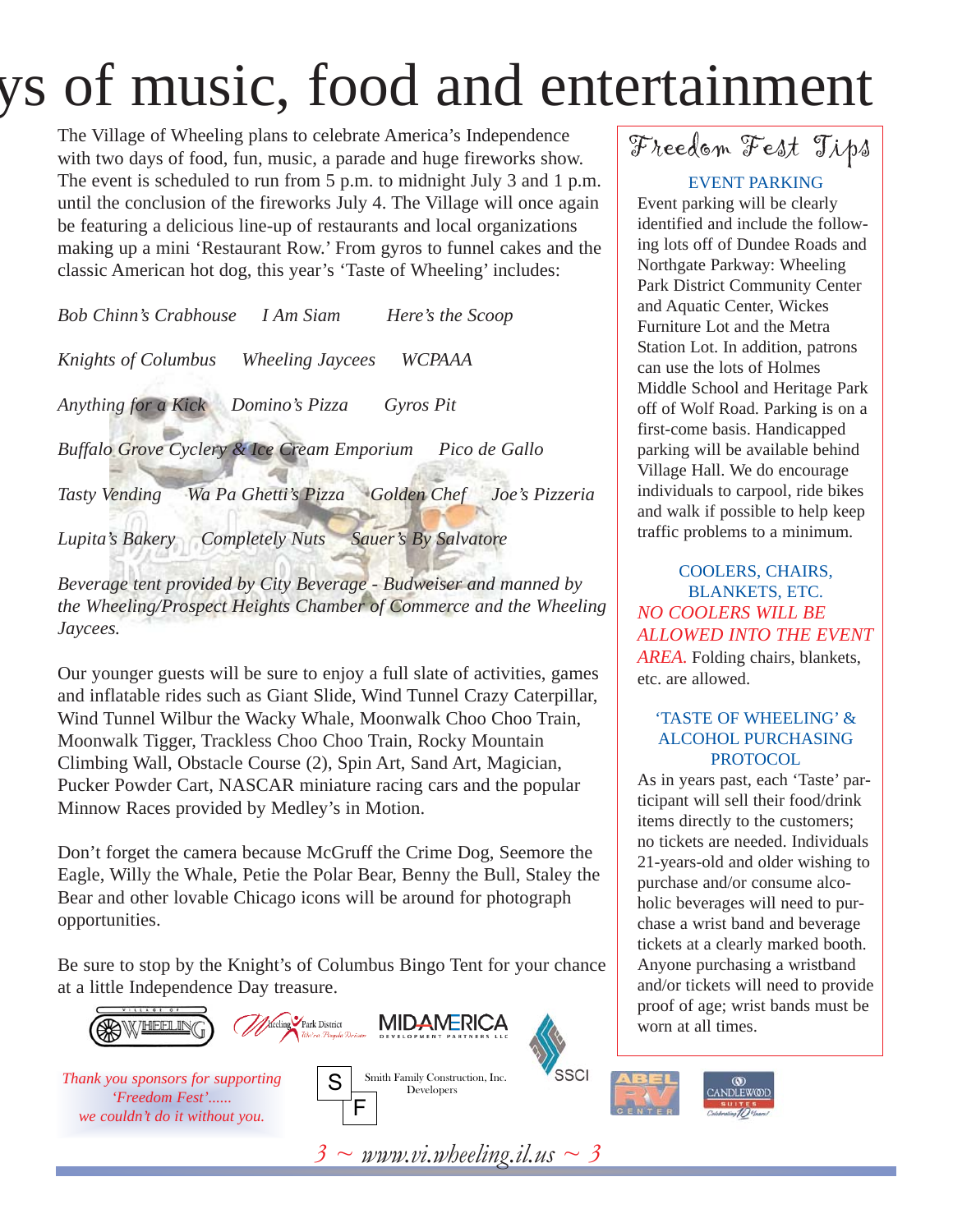# ys of music, food and entertainment

The Village of Wheeling plans to celebrate America's Independence with two days of food, fun, music, a parade and huge fireworks show. The event is scheduled to run from 5 p.m. to midnight July 3 and 1 p.m. until the conclusion of the fireworks July 4. The Village will once again be featuring a delicious line-up of restaurants and local organizations making up a mini 'Restaurant Row.' From gyros to funnel cakes and the classic American hot dog, this year's 'Taste of Wheeling' includes:

*Bob Chinn's Crabhouse* *I Am Siam* *Here's the Scoop*

*Knights of Columbus* *Wheeling Jaycees* *WCPAAA*

*Anything for a Kick* *Domino's Pizza* *Gyros Pit*

*Buffalo Grove Cyclery & Ice Cream Emporium* *Pico de Gallo*

*Tasty Vending* *Wa Pa Ghetti's Pizza* *Golden Chef* *Joe's Pizzeria*

*Lupita's Bakery* *Completely Nuts* *Sauer's By Salvatore*

*Beverage tent provided by City Beverage - Budweiser and manned by the Wheeling/Prospect Heights Chamber of Commerce and the Wheeling Jaycees.*

Our younger guests will be sure to enjoy a full slate of activities, games and inflatable rides such as Giant Slide, Wind Tunnel Crazy Caterpillar, Wind Tunnel Wilbur the Wacky Whale, Moonwalk Choo Choo Train, Moonwalk Tigger, Trackless Choo Choo Train, Rocky Mountain Climbing Wall, Obstacle Course (2), Spin Art, Sand Art, Magician, Pucker Powder Cart, NASCAR miniature racing cars and the popular Minnow Races provided by Medley's in Motion.

Don't forget the camera because McGruff the Crime Dog, Seemore the Eagle, Willy the Whale, Petie the Polar Bear, Benny the Bull, Staley the Bear and other lovable Chicago icons will be around for photograph opportunities.

Be sure to stop by the Knight's of Columbus Bingo Tent for your chance at a little Independence Day treasure.

*Thank you sponsors for supporting 'Freedom Fest'...... we couldn't do it without you.*

Village of Wheeling · Wheeling Park District · MIDAMERICA Development Partners LLC · SSCI · Smith Family Construction, Inc. Developers · Abel RV Center · Candlewood Suites

## Freedom Fest Tips

### EVENT PARKING

Event parking will be clearly identified and include the following lots off of Dundee Roads and Northgate Parkway: Wheeling Park District Community Center and Aquatic Center, Wickes Furniture Lot and the Metra Station Lot. In addition, patrons can use the lots of Holmes Middle School and Heritage Park off of Wolf Road. Parking is on a first-come basis. Handicapped parking will be available behind Village Hall. We do encourage individuals to carpool, ride bikes and walk if possible to help keep traffic problems to a minimum.

### COOLERS, CHAIRS, BLANKETS, ETC.

*NO COOLERS WILL BE ALLOWED INTO THE EVENT AREA.* Folding chairs, blankets, etc. are allowed.

### 'TASTE OF WHEELING' & ALCOHOL PURCHASING PROTOCOL

As in years past, each 'Taste' participant will sell their food/drink items directly to the customers; no tickets are needed. Individuals 21-years-old and older wishing to purchase and/or consume alcoholic beverages will need to purchase a wrist band and beverage tickets at a clearly marked booth. Anyone purchasing a wristband and/or tickets will need to provide proof of age; wrist bands must be worn at all times.

*www.vi.wheeling.il.us*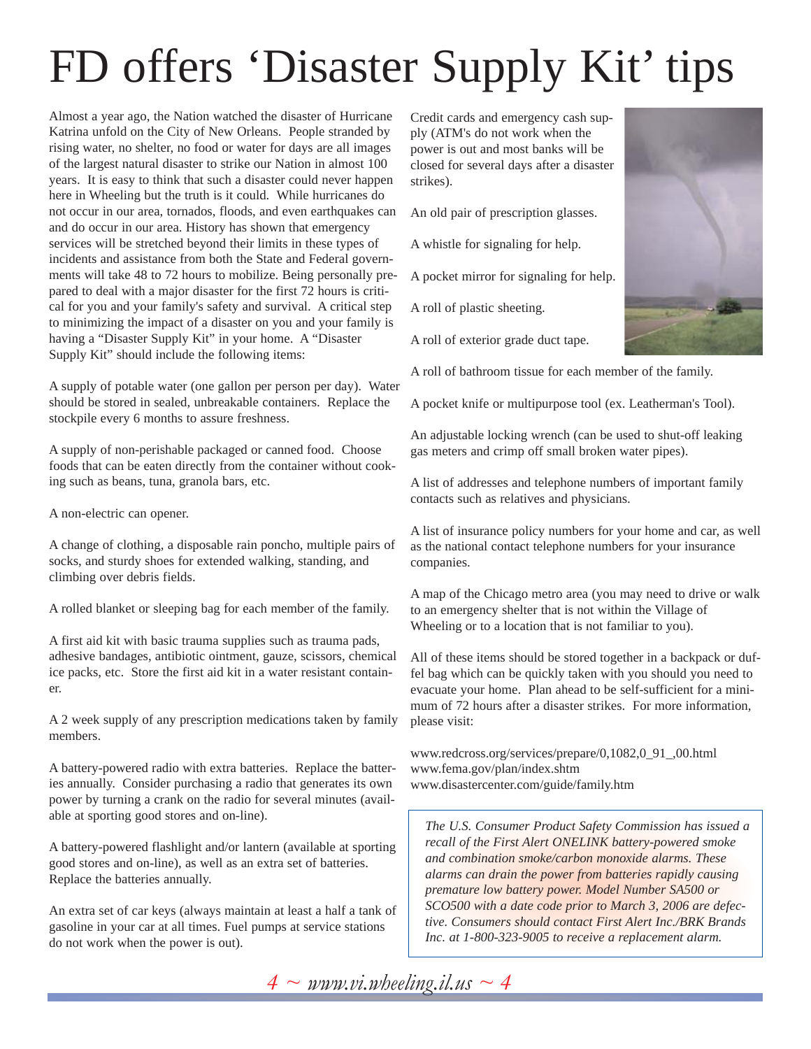# FD offers 'Disaster Supply Kit' tips

Almost a year ago, the Nation watched the disaster of Hurricane Katrina unfold on the City of New Orleans. People stranded by rising water, no shelter, no food or water for days are all images of the largest natural disaster to strike our Nation in almost 100 years. It is easy to think that such a disaster could never happen here in Wheeling but the truth is it could. While hurricanes do not occur in our area, tornados, floods, and even earthquakes can and do occur in our area. History has shown that emergency services will be stretched beyond their limits in these types of incidents and assistance from both the State and Federal governments will take 48 to 72 hours to mobilize. Being personally prepared to deal with a major disaster for the first 72 hours is critical for you and your family's safety and survival. A critical step to minimizing the impact of a disaster on you and your family is having a "Disaster Supply Kit" in your home. A "Disaster Supply Kit" should include the following items:

A supply of potable water (one gallon per person per day). Water should be stored in sealed, unbreakable containers. Replace the stockpile every 6 months to assure freshness.

A supply of non-perishable packaged or canned food. Choose foods that can be eaten directly from the container without cooking such as beans, tuna, granola bars, etc.

A non-electric can opener.

A change of clothing, a disposable rain poncho, multiple pairs of socks, and sturdy shoes for extended walking, standing, and climbing over debris fields.

A rolled blanket or sleeping bag for each member of the family.

A first aid kit with basic trauma supplies such as trauma pads, adhesive bandages, antibiotic ointment, gauze, scissors, chemical ice packs, etc. Store the first aid kit in a water resistant container.

A 2 week supply of any prescription medications taken by family members.

A battery-powered radio with extra batteries. Replace the batteries annually. Consider purchasing a radio that generates its own power by turning a crank on the radio for several minutes (available at sporting good stores and on-line).

A battery-powered flashlight and/or lantern (available at sporting good stores and on-line), as well as an extra set of batteries. Replace the batteries annually.

An extra set of car keys (always maintain at least a half a tank of gasoline in your car at all times. Fuel pumps at service stations do not work when the power is out).

Credit cards and emergency cash supply (ATM's do not work when the power is out and most banks will be closed for several days after a disaster strikes).

An old pair of prescription glasses.

A whistle for signaling for help.

A pocket mirror for signaling for help.

A roll of plastic sheeting.

A roll of exterior grade duct tape.

A roll of bathroom tissue for each member of the family.

A pocket knife or multipurpose tool (ex. Leatherman's Tool).

An adjustable locking wrench (can be used to shut-off leaking gas meters and crimp off small broken water pipes).

A list of addresses and telephone numbers of important family contacts such as relatives and physicians.

A list of insurance policy numbers for your home and car, as well as the national contact telephone numbers for your insurance companies.

A map of the Chicago metro area (you may need to drive or walk to an emergency shelter that is not within the Village of Wheeling or to a location that is not familiar to you).

All of these items should be stored together in a backpack or duffel bag which can be quickly taken with you should you need to evacuate your home. Plan ahead to be self-sufficient for a minimum of 72 hours after a disaster strikes. For more information, please visit:

www.redcross.org/services/prepare/0,1082,0_91_,00.html
www.fema.gov/plan/index.shtm
www.disastercenter.com/guide/family.htm

*The U.S. Consumer Product Safety Commission has issued a recall of the First Alert ONELINK battery-powered smoke and combination smoke/carbon monoxide alarms. These alarms can drain the power from batteries rapidly causing premature low battery power. Model Number SA500 or SCO500 with a date code prior to March 3, 2006 are defective. Consumers should contact First Alert Inc./BRK Brands Inc. at 1-800-323-9005 to receive a replacement alarm.*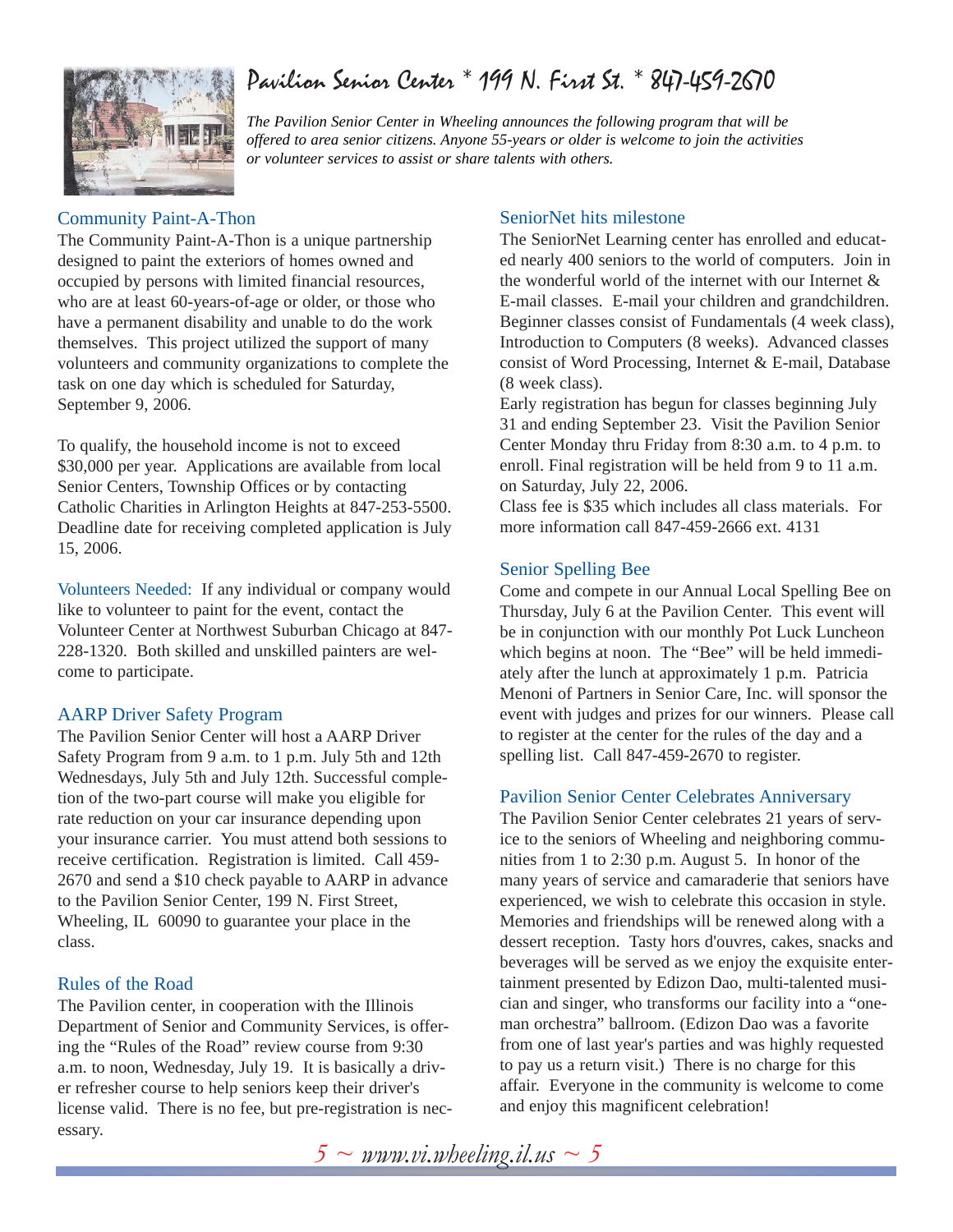# Pavilion Senior Center * 199 N. First St. * 847-459-2670

*The Pavilion Senior Center in Wheeling announces the following program that will be offered to area senior citizens. Anyone 55-years or older is welcome to join the activities or volunteer services to assist or share talents with others.*

## Community Paint-A-Thon

The Community Paint-A-Thon is a unique partnership designed to paint the exteriors of homes owned and occupied by persons with limited financial resources, who are at least 60-years-of-age or older, or those who have a permanent disability and unable to do the work themselves. This project utilized the support of many volunteers and community organizations to complete the task on one day which is scheduled for Saturday, September 9, 2006.

To qualify, the household income is not to exceed $30,000 per year. Applications are available from local Senior Centers, Township Offices or by contacting Catholic Charities in Arlington Heights at 847-253-5500. Deadline date for receiving completed application is July 15, 2006.

Volunteers Needed: If any individual or company would like to volunteer to paint for the event, contact the Volunteer Center at Northwest Suburban Chicago at 847-228-1320. Both skilled and unskilled painters are welcome to participate.

## AARP Driver Safety Program

The Pavilion Senior Center will host a AARP Driver Safety Program from 9 a.m. to 1 p.m. July 5th and 12th Wednesdays, July 5th and July 12th. Successful completion of the two-part course will make you eligible for rate reduction on your car insurance depending upon your insurance carrier. You must attend both sessions to receive certification. Registration is limited. Call 459-2670 and send a $10 check payable to AARP in advance to the Pavilion Senior Center, 199 N. First Street, Wheeling, IL 60090 to guarantee your place in the class.

## Rules of the Road

The Pavilion center, in cooperation with the Illinois Department of Senior and Community Services, is offering the "Rules of the Road" review course from 9:30 a.m. to noon, Wednesday, July 19. It is basically a driver refresher course to help seniors keep their driver's license valid. There is no fee, but pre-registration is necessary.

## SeniorNet hits milestone

The SeniorNet Learning center has enrolled and educated nearly 400 seniors to the world of computers. Join in the wonderful world of the internet with our Internet & E-mail classes. E-mail your children and grandchildren. Beginner classes consist of Fundamentals (4 week class), Introduction to Computers (8 weeks). Advanced classes consist of Word Processing, Internet & E-mail, Database (8 week class).

Early registration has begun for classes beginning July 31 and ending September 23. Visit the Pavilion Senior Center Monday thru Friday from 8:30 a.m. to 4 p.m. to enroll. Final registration will be held from 9 to 11 a.m. on Saturday, July 22, 2006.

Class fee is $35 which includes all class materials. For more information call 847-459-2666 ext. 4131

## Senior Spelling Bee

Come and compete in our Annual Local Spelling Bee on Thursday, July 6 at the Pavilion Center. This event will be in conjunction with our monthly Pot Luck Luncheon which begins at noon. The "Bee" will be held immediately after the lunch at approximately 1 p.m. Patricia Menoni of Partners in Senior Care, Inc. will sponsor the event with judges and prizes for our winners. Please call to register at the center for the rules of the day and a spelling list. Call 847-459-2670 to register.

## Pavilion Senior Center Celebrates Anniversary

The Pavilion Senior Center celebrates 21 years of service to the seniors of Wheeling and neighboring communities from 1 to 2:30 p.m. August 5. In honor of the many years of service and camaraderie that seniors have experienced, we wish to celebrate this occasion in style. Memories and friendships will be renewed along with a dessert reception. Tasty hors d'ouvres, cakes, snacks and beverages will be served as we enjoy the exquisite entertainment presented by Edizon Dao, multi-talented musician and singer, who transforms our facility into a "one-man orchestra" ballroom. (Edizon Dao was a favorite from one of last year's parties and was highly requested to pay us a return visit.) There is no charge for this affair. Everyone in the community is welcome to come and enjoy this magnificent celebration!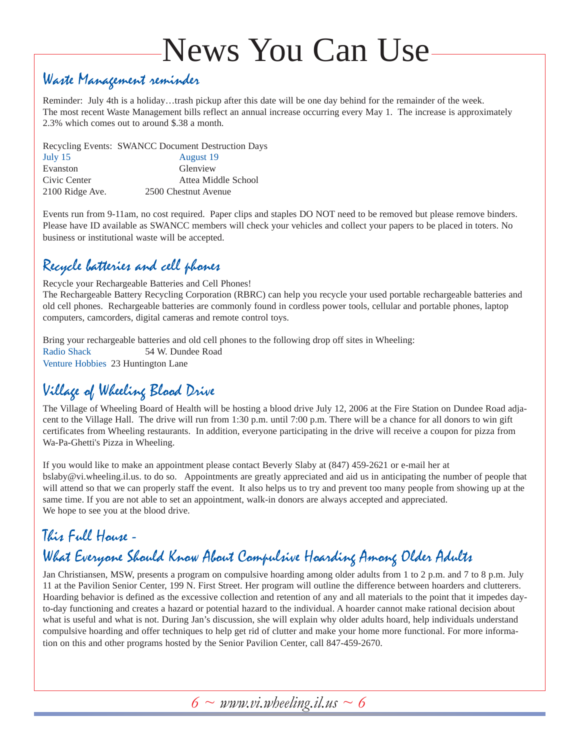# News You Can Use

## Waste Management reminder

Reminder: July 4th is a holiday…trash pickup after this date will be one day behind for the remainder of the week.
The most recent Waste Management bills reflect an annual increase occurring every May 1. The increase is approximately 2.3% which comes out to around $.38 a month.

Recycling Events: SWANCC Document Destruction Days

| July 15 | August 19 |
|---|---|
| Evanston | Glenview |
| Civic Center | Attea Middle School |
| 2100 Ridge Ave. | 2500 Chestnut Avenue |

Events run from 9-11am, no cost required. Paper clips and staples DO NOT need to be removed but please remove binders. Please have ID available as SWANCC members will check your vehicles and collect your papers to be placed in toters. No business or institutional waste will be accepted.

## Recycle batteries and cell phones

Recycle your Rechargeable Batteries and Cell Phones!
The Rechargeable Battery Recycling Corporation (RBRC) can help you recycle your used portable rechargeable batteries and old cell phones. Rechargeable batteries are commonly found in cordless power tools, cellular and portable phones, laptop computers, camcorders, digital cameras and remote control toys.

Bring your rechargeable batteries and old cell phones to the following drop off sites in Wheeling:
Radio Shack 54 W. Dundee Road
Venture Hobbies 23 Huntington Lane

## Village of Wheeling Blood Drive

The Village of Wheeling Board of Health will be hosting a blood drive July 12, 2006 at the Fire Station on Dundee Road adjacent to the Village Hall. The drive will run from 1:30 p.m. until 7:00 p.m. There will be a chance for all donors to win gift certificates from Wheeling restaurants. In addition, everyone participating in the drive will receive a coupon for pizza from Wa-Pa-Ghetti's Pizza in Wheeling.

If you would like to make an appointment please contact Beverly Slaby at (847) 459-2621 or e-mail her at bslaby@vi.wheeling.il.us. to do so. Appointments are greatly appreciated and aid us in anticipating the number of people that will attend so that we can properly staff the event. It also helps us to try and prevent too many people from showing up at the same time. If you are not able to set an appointment, walk-in donors are always accepted and appreciated.
We hope to see you at the blood drive.

## This Full House - What Everyone Should Know About Compulsive Hoarding Among Older Adults

Jan Christiansen, MSW, presents a program on compulsive hoarding among older adults from 1 to 2 p.m. and 7 to 8 p.m. July 11 at the Pavilion Senior Center, 199 N. First Street. Her program will outline the difference between hoarders and clutterers. Hoarding behavior is defined as the excessive collection and retention of any and all materials to the point that it impedes day-to-day functioning and creates a hazard or potential hazard to the individual. A hoarder cannot make rational decision about what is useful and what is not. During Jan's discussion, she will explain why older adults hoard, help individuals understand compulsive hoarding and offer techniques to help get rid of clutter and make your home more functional. For more information on this and other programs hosted by the Senior Pavilion Center, call 847-459-2670.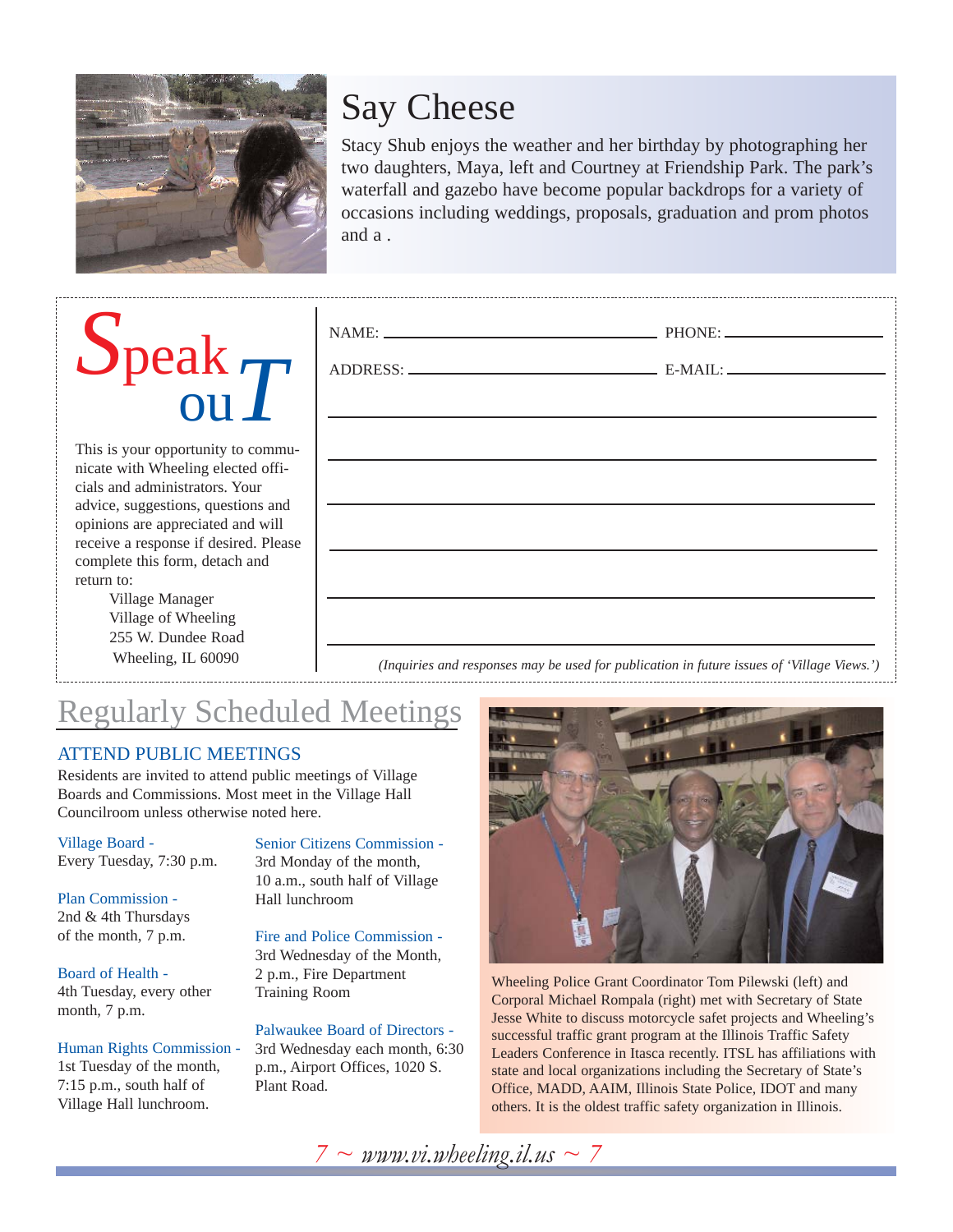## Say Cheese

Stacy Shub enjoys the weather and her birthday by photographing her two daughters, Maya, left and Courtney at Friendship Park. The park's waterfall and gazebo have become popular backdrops for a variety of occasions including weddings, proposals, graduation and prom photos and a .

## Speak ouT

This is your opportunity to communicate with Wheeling elected officials and administrators. Your advice, suggestions, questions and opinions are appreciated and will receive a response if desired. Please complete this form, detach and return to:

Village Manager
Village of Wheeling
255 W. Dundee Road
Wheeling, IL 60090

NAME: ______________________ PHONE: ______________

ADDRESS: ______________________ E-MAIL: ______________

_____________________________________________

_____________________________________________

_____________________________________________

_____________________________________________

_____________________________________________

_____________________________________________

*(Inquiries and responses may be used for publication in future issues of 'Village Views.')*

## Regularly Scheduled Meetings

### ATTEND PUBLIC MEETINGS

Residents are invited to attend public meetings of Village Boards and Commissions. Most meet in the Village Hall Councilroom unless otherwise noted here.

**Village Board -**
Every Tuesday, 7:30 p.m.

**Plan Commission -**
2nd & 4th Thursdays of the month, 7 p.m.

**Board of Health -**
4th Tuesday, every other month, 7 p.m.

**Human Rights Commission -**
1st Tuesday of the month, 7:15 p.m., south half of Village Hall lunchroom.

**Senior Citizens Commission -**
3rd Monday of the month, 10 a.m., south half of Village Hall lunchroom

**Fire and Police Commission -**
3rd Wednesday of the Month, 2 p.m., Fire Department Training Room

**Palwaukee Board of Directors -**
3rd Wednesday each month, 6:30 p.m., Airport Offices, 1020 S. Plant Road.

Wheeling Police Grant Coordinator Tom Pilewski (left) and Corporal Michael Rompala (right) met with Secretary of State Jesse White to discuss motorcycle safet projects and Wheeling's successful traffic grant program at the Illinois Traffic Safety Leaders Conference in Itasca recently. ITSL has affiliations with state and local organizations including the Secretary of State's Office, MADD, AAIM, Illinois State Police, IDOT and many others. It is the oldest traffic safety organization in Illinois.

*www.vi.wheeling.il.us*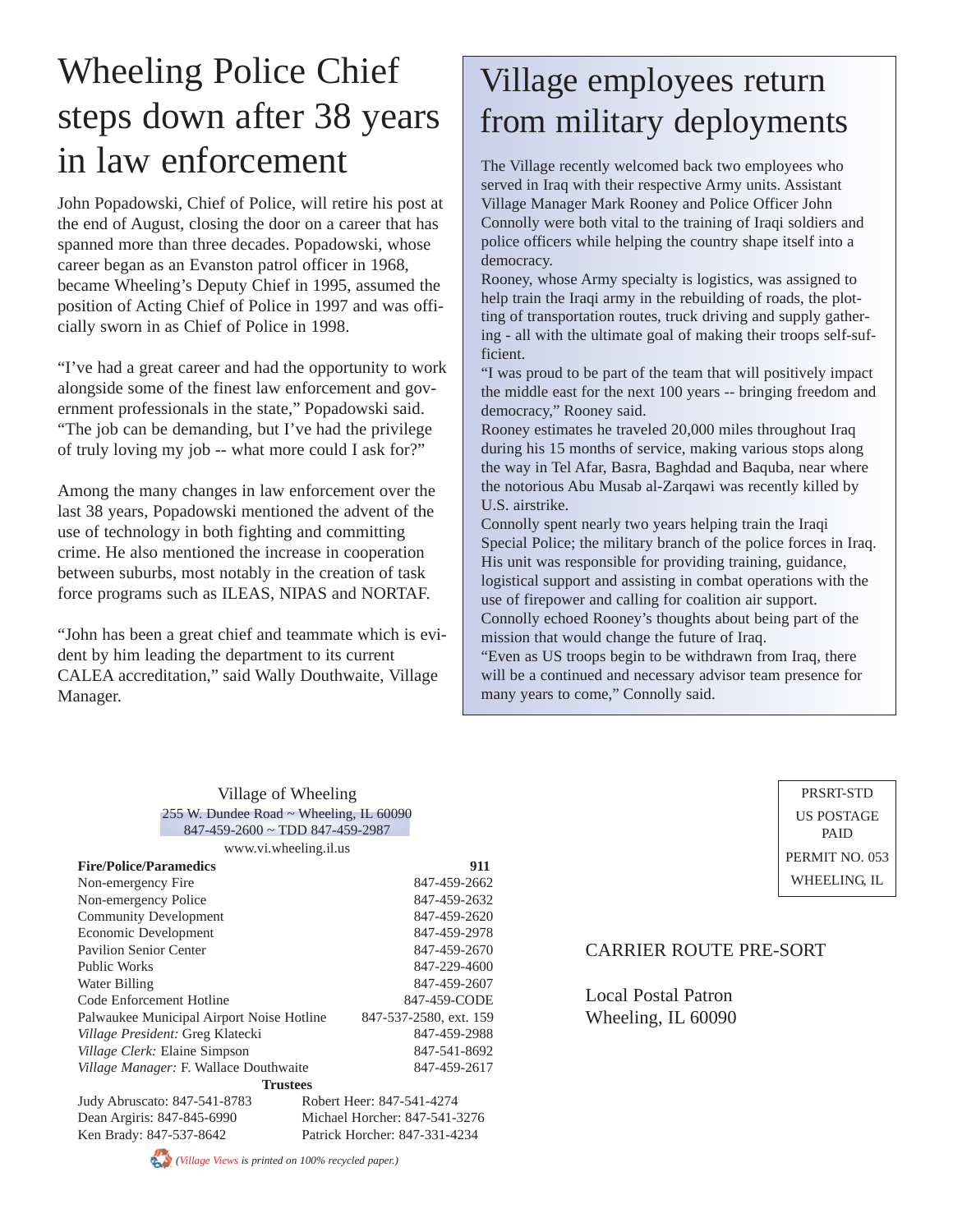# Wheeling Police Chief steps down after 38 years in law enforcement

John Popadowski, Chief of Police, will retire his post at the end of August, closing the door on a career that has spanned more than three decades. Popadowski, whose career began as an Evanston patrol officer in 1968, became Wheeling's Deputy Chief in 1995, assumed the position of Acting Chief of Police in 1997 and was officially sworn in as Chief of Police in 1998.

"I've had a great career and had the opportunity to work alongside some of the finest law enforcement and government professionals in the state," Popadowski said. "The job can be demanding, but I've had the privilege of truly loving my job -- what more could I ask for?"

Among the many changes in law enforcement over the last 38 years, Popadowski mentioned the advent of the use of technology in both fighting and committing crime. He also mentioned the increase in cooperation between suburbs, most notably in the creation of task force programs such as ILEAS, NIPAS and NORTAF.

"John has been a great chief and teammate which is evident by him leading the department to its current CALEA accreditation," said Wally Douthwaite, Village Manager.

# Village employees return from military deployments

The Village recently welcomed back two employees who served in Iraq with their respective Army units. Assistant Village Manager Mark Rooney and Police Officer John Connolly were both vital to the training of Iraqi soldiers and police officers while helping the country shape itself into a democracy.

Rooney, whose Army specialty is logistics, was assigned to help train the Iraqi army in the rebuilding of roads, the plotting of transportation routes, truck driving and supply gathering - all with the ultimate goal of making their troops self-sufficient.

"I was proud to be part of the team that will positively impact the middle east for the next 100 years -- bringing freedom and democracy," Rooney said.

Rooney estimates he traveled 20,000 miles throughout Iraq during his 15 months of service, making various stops along the way in Tel Afar, Basra, Baghdad and Baquba, near where the notorious Abu Musab al-Zarqawi was recently killed by U.S. airstrike.

Connolly spent nearly two years helping train the Iraqi Special Police; the military branch of the police forces in Iraq. His unit was responsible for providing training, guidance, logistical support and assisting in combat operations with the use of firepower and calling for coalition air support.

Connolly echoed Rooney's thoughts about being part of the mission that would change the future of Iraq.

"Even as US troops begin to be withdrawn from Iraq, there will be a continued and necessary advisor team presence for many years to come," Connolly said.

---

Village of Wheeling
255 W. Dundee Road ~ Wheeling, IL 60090
847-459-2600 ~ TDD 847-459-2987
www.vi.wheeling.il.us

| | |
|---|---|
| **Fire/Police/Paramedics** | **911** |
| Non-emergency Fire | 847-459-2662 |
| Non-emergency Police | 847-459-2632 |
| Community Development | 847-459-2620 |
| Economic Development | 847-459-2978 |
| Pavilion Senior Center | 847-459-2670 |
| Public Works | 847-229-4600 |
| Water Billing | 847-459-2607 |
| Code Enforcement Hotline | 847-459-CODE |
| Palwaukee Municipal Airport Noise Hotline | 847-537-2580, ext. 159 |
| *Village President:* Greg Klatecki | 847-459-2988 |
| *Village Clerk:* Elaine Simpson | 847-541-8692 |
| *Village Manager:* F. Wallace Douthwaite | 847-459-2617 |

**Trustees**

| | |
|---|---|
| Judy Abruscato: 847-541-8783 | Robert Heer: 847-541-4274 |
| Dean Argiris: 847-845-6990 | Michael Horcher: 847-541-3276 |
| Ken Brady: 847-537-8642 | Patrick Horcher: 847-331-4234 |

*(Village Views is printed on 100% recycled paper.)*

PRSRT-STD
US POSTAGE
PAID
PERMIT NO. 053
WHEELING, IL

CARRIER ROUTE PRE-SORT

Local Postal Patron
Wheeling, IL 60090